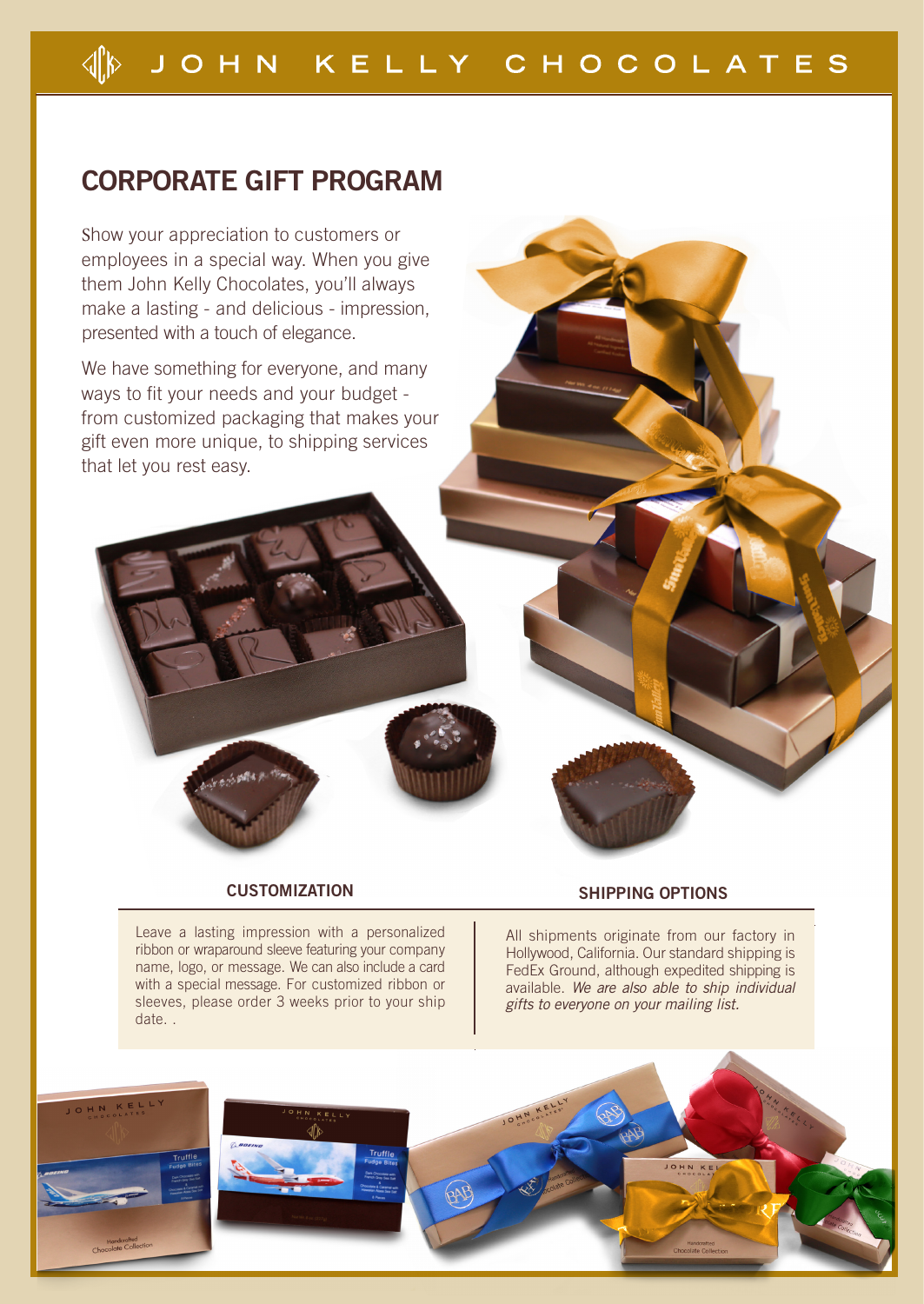# JOHN KELLY CHOCOLATES

## CORPORATE GIFT PROGRAM

Show your appreciation to customers or employees in a special way. When you give them John Kelly Chocolates, you'll always make a lasting - and delicious - impression, presented with a touch of elegance.

We have something for everyone, and many ways to fit your needs and your budget - from customized packaging that makes your gift even more unique, to shipping services that let you rest easy.

### CUSTOMIZATION

Leave a lasting impression with a personalized ribbon or wraparound sleeve featuring your company name, logo, or message. We can also include a card with a special message. For customized ribbon or sleeves, please order 3 weeks prior to your ship date. .

### SHIPPING OPTIONS

All shipments originate from our factory in Hollywood, California. Our standard shipping is FedEx Ground, although expedited shipping is available. *We are also able to ship individual gifts to everyone on your mailing list.*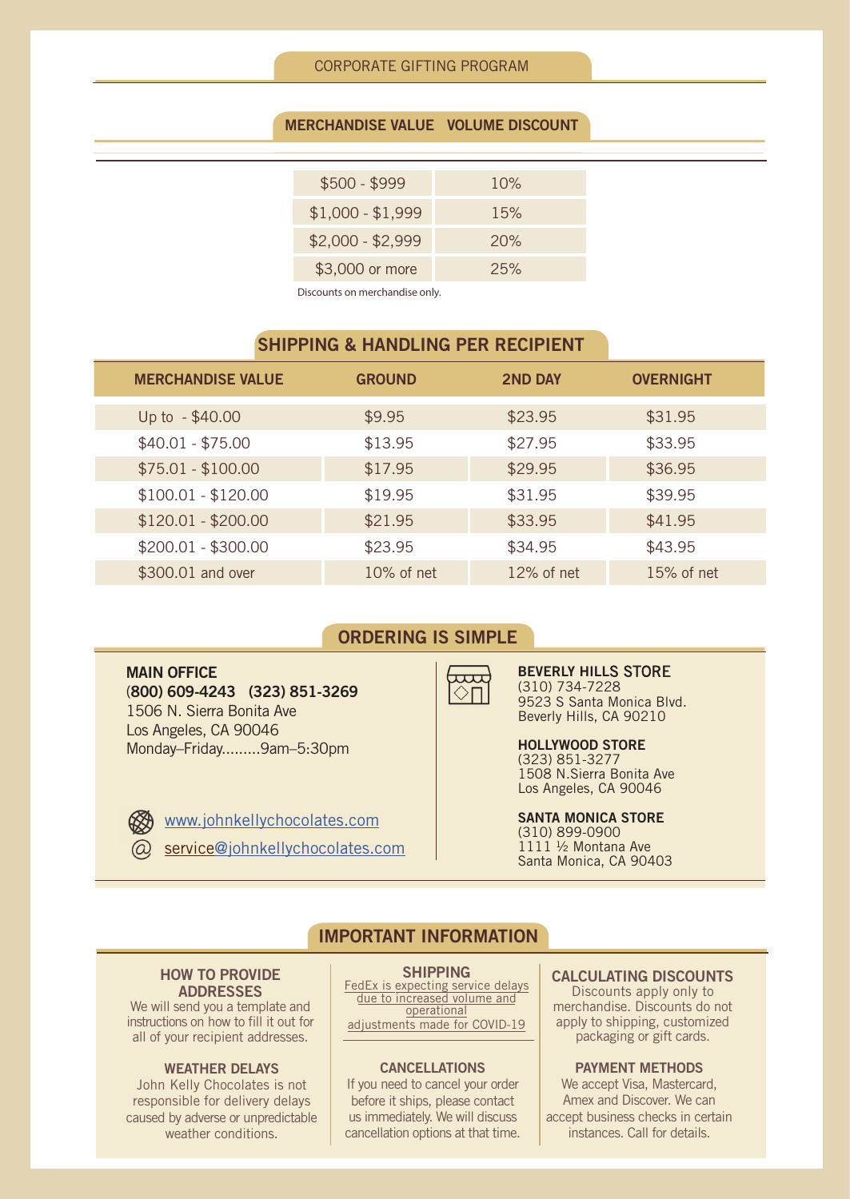CORPORATE GIFTING PROGRAM

| MERCHANDISE VALUE | VOLUME DISCOUNT |
|---|---|
| $500 - $999 | 10% |
| $1,000 - $1,999 | 15% |
| $2,000 - $2,999 | 20% |
| $3,000 or more | 25% |

Discounts on merchandise only.

## SHIPPING & HANDLING PER RECIPIENT

| MERCHANDISE VALUE | GROUND | 2ND DAY | OVERNIGHT |
|---|---|---|---|
| Up to - $40.00 | $9.95 | $23.95 | $31.95 |
| $40.01 - $75.00 | $13.95 | $27.95 | $33.95 |
| $75.01 - $100.00 | $17.95 | $29.95 | $36.95 |
| $100.01 - $120.00 | $19.95 | $31.95 | $39.95 |
| $120.01 - $200.00 | $21.95 | $33.95 | $41.95 |
| $200.01 - $300.00 | $23.95 | $34.95 | $43.95 |
| $300.01 and over | 10% of net | 12% of net | 15% of net |

## ORDERING IS SIMPLE

**MAIN OFFICE**
**(800) 609-4243 (323) 851-3269**
1506 N. Sierra Bonita Ave
Los Angeles, CA 90046
Monday–Friday.........9am–5:30pm

www.johnkellychocolates.com
service@johnkellychocolates.com

**BEVERLY HILLS STORE**
(310) 734-7228
9523 S Santa Monica Blvd.
Beverly Hills, CA 90210

**HOLLYWOOD STORE**
(323) 851-3277
1508 N.Sierra Bonita Ave
Los Angeles, CA 90046

**SANTA MONICA STORE**
(310) 899-0900
1111 ½ Montana Ave
Santa Monica, CA 90403

## IMPORTANT INFORMATION

### HOW TO PROVIDE ADDRESSES

We will send you a template and instructions on how to fill it out for all of your recipient addresses.

### WEATHER DELAYS

John Kelly Chocolates is not responsible for delivery delays caused by adverse or unpredictable weather conditions.

### SHIPPING

FedEx is expecting service delays due to increased volume and operational adjustments made for COVID-19

### CANCELLATIONS

If you need to cancel your order before it ships, please contact us immediately. We will discuss cancellation options at that time.

### CALCULATING DISCOUNTS

Discounts apply only to merchandise. Discounts do not apply to shipping, customized packaging or gift cards.

### PAYMENT METHODS

We accept Visa, Mastercard, Amex and Discover. We can accept business checks in certain instances. Call for details.